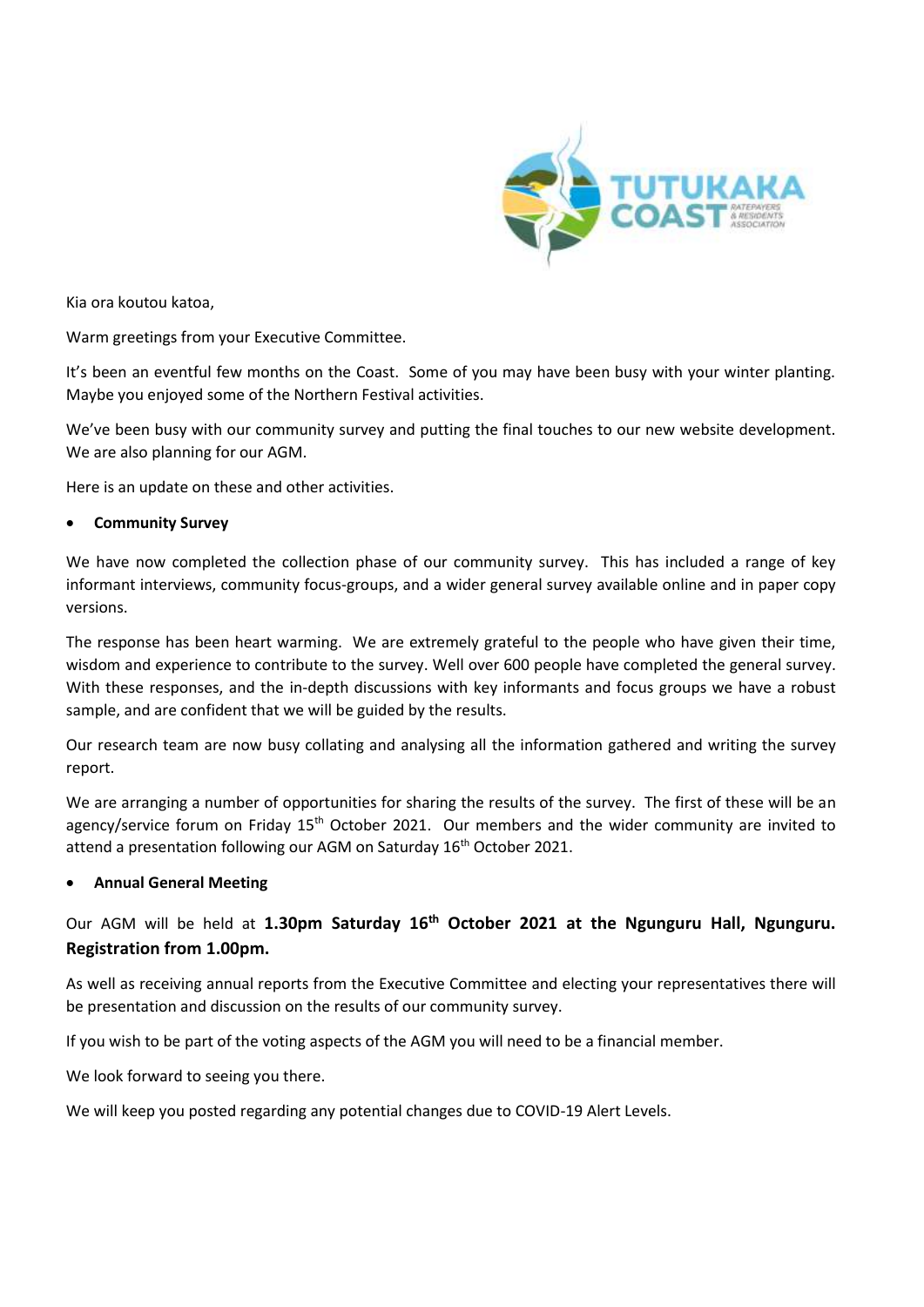Kia ora koutou katoa,

Warm greetings from your Executive Committee.

It's been an eventful few months on the Coast. Some of you may have been busy with your winter planting. Maybe you enjoyed some of the Northern Festival activities.

We've been busy with our community survey and putting the final touches to our new website development. We are also planning for our AGM.

Here is an update on these and other activities.

- **Community Survey**

We have now completed the collection phase of our community survey. This has included a range of key informant interviews, community focus-groups, and a wider general survey available online and in paper copy versions.

The response has been heart warming. We are extremely grateful to the people who have given their time, wisdom and experience to contribute to the survey. Well over 600 people have completed the general survey. With these responses, and the in-depth discussions with key informants and focus groups we have a robust sample, and are confident that we will be guided by the results.

Our research team are now busy collating and analysing all the information gathered and writing the survey report.

We are arranging a number of opportunities for sharing the results of the survey. The first of these will be an agency/service forum on Friday 15th October 2021. Our members and the wider community are invited to attend a presentation following our AGM on Saturday 16th October 2021.

- **Annual General Meeting**

Our AGM will be held at **1.30pm Saturday 16th October 2021 at the Ngunguru Hall, Ngunguru. Registration from 1.00pm.**

As well as receiving annual reports from the Executive Committee and electing your representatives there will be presentation and discussion on the results of our community survey.

If you wish to be part of the voting aspects of the AGM you will need to be a financial member.

We look forward to seeing you there.

We will keep you posted regarding any potential changes due to COVID-19 Alert Levels.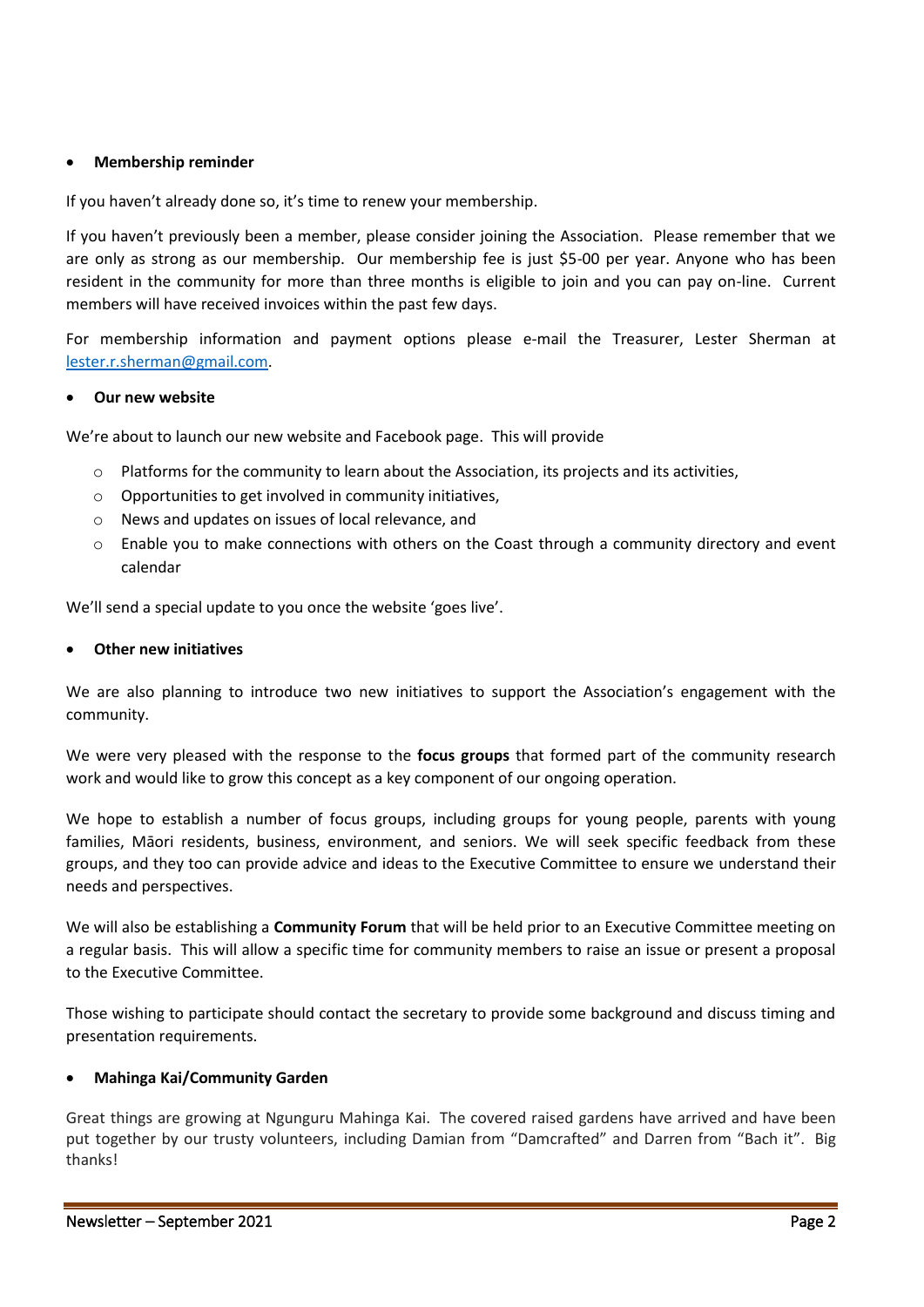- **Membership reminder**

If you haven't already done so, it's time to renew your membership.

If you haven't previously been a member, please consider joining the Association. Please remember that we are only as strong as our membership. Our membership fee is just $5-00 per year. Anyone who has been resident in the community for more than three months is eligible to join and you can pay on-line. Current members will have received invoices within the past few days.

For membership information and payment options please e-mail the Treasurer, Lester Sherman at lester.r.sherman@gmail.com.

- **Our new website**

We're about to launch our new website and Facebook page. This will provide

  - Platforms for the community to learn about the Association, its projects and its activities,
  - Opportunities to get involved in community initiatives,
  - News and updates on issues of local relevance, and
  - Enable you to make connections with others on the Coast through a community directory and event calendar

We'll send a special update to you once the website 'goes live'.

- **Other new initiatives**

We are also planning to introduce two new initiatives to support the Association's engagement with the community.

We were very pleased with the response to the **focus groups** that formed part of the community research work and would like to grow this concept as a key component of our ongoing operation.

We hope to establish a number of focus groups, including groups for young people, parents with young families, Māori residents, business, environment, and seniors. We will seek specific feedback from these groups, and they too can provide advice and ideas to the Executive Committee to ensure we understand their needs and perspectives.

We will also be establishing a **Community Forum** that will be held prior to an Executive Committee meeting on a regular basis. This will allow a specific time for community members to raise an issue or present a proposal to the Executive Committee.

Those wishing to participate should contact the secretary to provide some background and discuss timing and presentation requirements.

- **Mahinga Kai/Community Garden**

Great things are growing at Ngunguru Mahinga Kai. The covered raised gardens have arrived and have been put together by our trusty volunteers, including Damian from "Damcrafted" and Darren from "Bach it". Big thanks!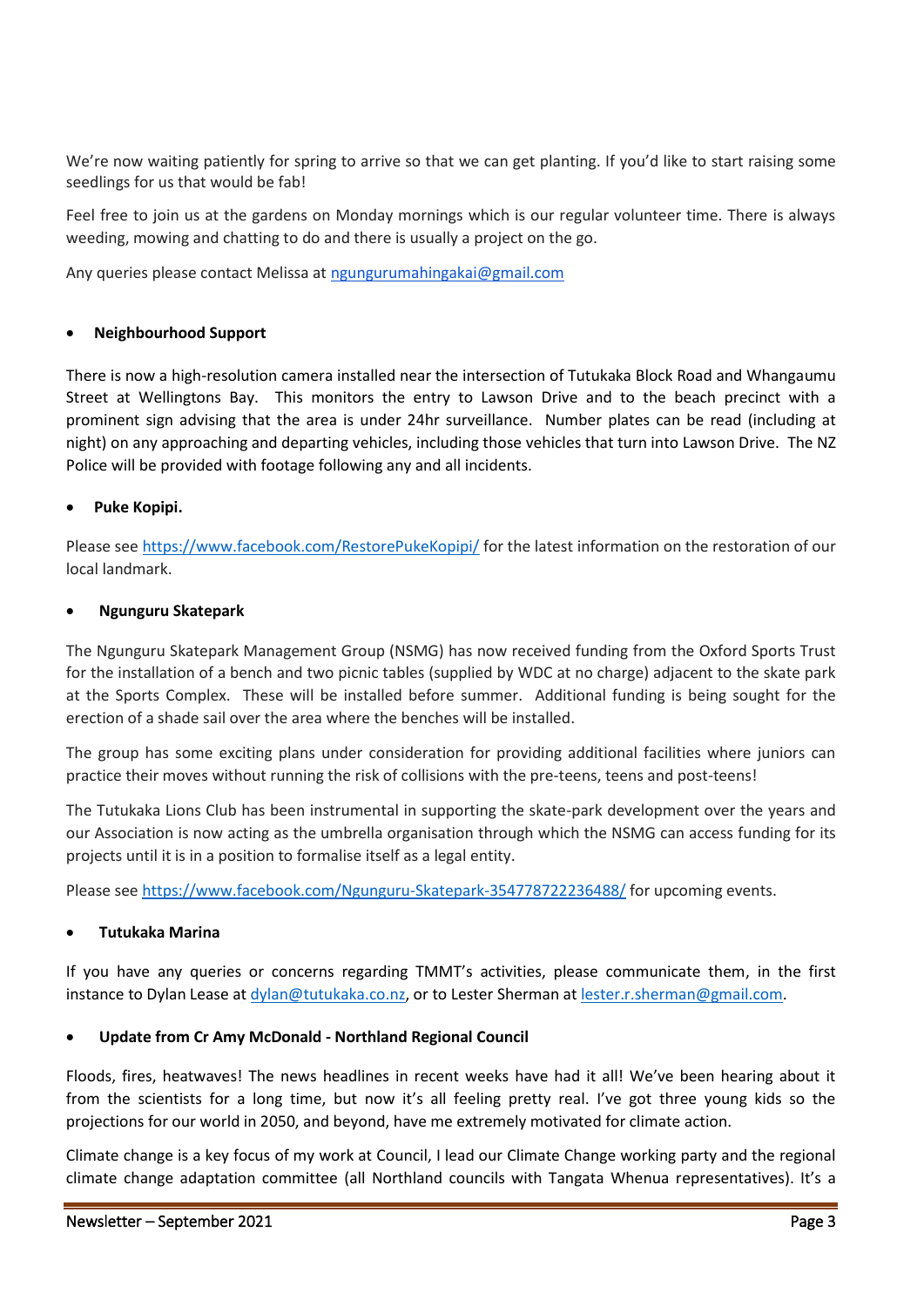We're now waiting patiently for spring to arrive so that we can get planting. If you'd like to start raising some seedlings for us that would be fab!

Feel free to join us at the gardens on Monday mornings which is our regular volunteer time. There is always weeding, mowing and chatting to do and there is usually a project on the go.

Any queries please contact Melissa at [ngungurumahingakai@gmail.com](mailto:ngungurumahingakai@gmail.com)

- **Neighbourhood Support**

There is now a high-resolution camera installed near the intersection of Tutukaka Block Road and Whangaumu Street at Wellingtons Bay. This monitors the entry to Lawson Drive and to the beach precinct with a prominent sign advising that the area is under 24hr surveillance. Number plates can be read (including at night) on any approaching and departing vehicles, including those vehicles that turn into Lawson Drive. The NZ Police will be provided with footage following any and all incidents.

- **Puke Kopipi.**

Please see [https://www.facebook.com/RestorePukeKopipi/](https://www.facebook.com/RestorePukeKopipi/) for the latest information on the restoration of our local landmark.

- **Ngunguru Skatepark**

The Ngunguru Skatepark Management Group (NSMG) has now received funding from the Oxford Sports Trust for the installation of a bench and two picnic tables (supplied by WDC at no charge) adjacent to the skate park at the Sports Complex. These will be installed before summer. Additional funding is being sought for the erection of a shade sail over the area where the benches will be installed.

The group has some exciting plans under consideration for providing additional facilities where juniors can practice their moves without running the risk of collisions with the pre-teens, teens and post-teens!

The Tutukaka Lions Club has been instrumental in supporting the skate-park development over the years and our Association is now acting as the umbrella organisation through which the NSMG can access funding for its projects until it is in a position to formalise itself as a legal entity.

Please see [https://www.facebook.com/Ngunguru-Skatepark-354778722236488/](https://www.facebook.com/Ngunguru-Skatepark-354778722236488/) for upcoming events.

- **Tutukaka Marina**

If you have any queries or concerns regarding TMMT's activities, please communicate them, in the first instance to Dylan Lease at [dylan@tutukaka.co.nz](mailto:dylan@tutukaka.co.nz), or to Lester Sherman at [lester.r.sherman@gmail.com](mailto:lester.r.sherman@gmail.com).

- **Update from Cr Amy McDonald - Northland Regional Council**

Floods, fires, heatwaves! The news headlines in recent weeks have had it all! We've been hearing about it from the scientists for a long time, but now it's all feeling pretty real. I've got three young kids so the projections for our world in 2050, and beyond, have me extremely motivated for climate action.

Climate change is a key focus of my work at Council, I lead our Climate Change working party and the regional climate change adaptation committee (all Northland councils with Tangata Whenua representatives). It's a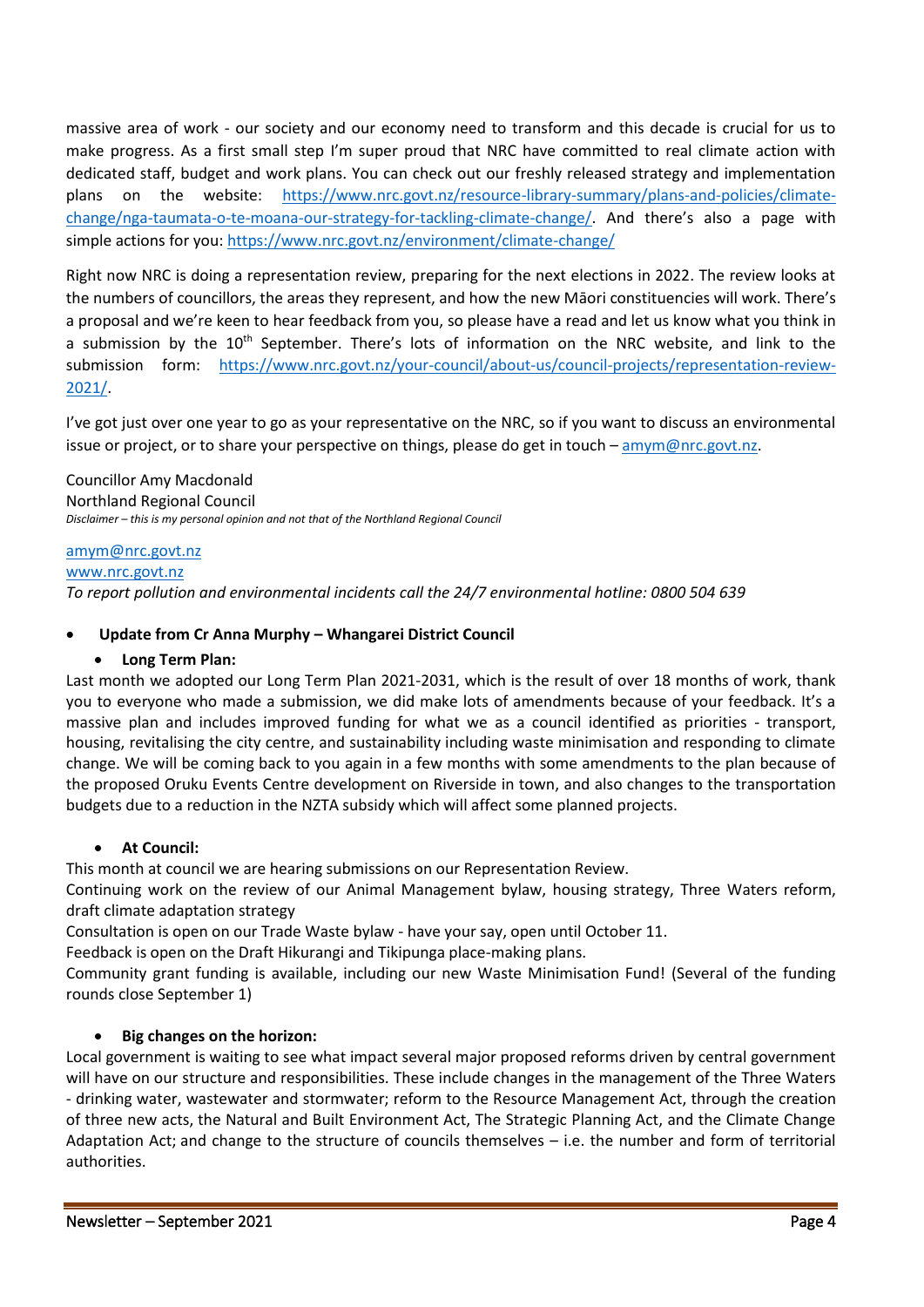massive area of work - our society and our economy need to transform and this decade is crucial for us to make progress. As a first small step I'm super proud that NRC have committed to real climate action with dedicated staff, budget and work plans. You can check out our freshly released strategy and implementation plans on the website: https://www.nrc.govt.nz/resource-library-summary/plans-and-policies/climate-change/nga-taumata-o-te-moana-our-strategy-for-tackling-climate-change/. And there's also a page with simple actions for you: https://www.nrc.govt.nz/environment/climate-change/

Right now NRC is doing a representation review, preparing for the next elections in 2022. The review looks at the numbers of councillors, the areas they represent, and how the new Māori constituencies will work. There's a proposal and we're keen to hear feedback from you, so please have a read and let us know what you think in a submission by the 10th September. There's lots of information on the NRC website, and link to the submission form: https://www.nrc.govt.nz/your-council/about-us/council-projects/representation-review-2021/.

I've got just over one year to go as your representative on the NRC, so if you want to discuss an environmental issue or project, or to share your perspective on things, please do get in touch – amym@nrc.govt.nz.

Councillor Amy Macdonald
Northland Regional Council
*Disclaimer – this is my personal opinion and not that of the Northland Regional Council*

amym@nrc.govt.nz
www.nrc.govt.nz
*To report pollution and environmental incidents call the 24/7 environmental hotline: 0800 504 639*

- **Update from Cr Anna Murphy – Whangarei District Council**

  - **Long Term Plan:**

Last month we adopted our Long Term Plan 2021-2031, which is the result of over 18 months of work, thank you to everyone who made a submission, we did make lots of amendments because of your feedback. It's a massive plan and includes improved funding for what we as a council identified as priorities - transport, housing, revitalising the city centre, and sustainability including waste minimisation and responding to climate change. We will be coming back to you again in a few months with some amendments to the plan because of the proposed Oruku Events Centre development on Riverside in town, and also changes to the transportation budgets due to a reduction in the NZTA subsidy which will affect some planned projects.

  - **At Council:**

This month at council we are hearing submissions on our Representation Review.
Continuing work on the review of our Animal Management bylaw, housing strategy, Three Waters reform, draft climate adaptation strategy
Consultation is open on our Trade Waste bylaw - have your say, open until October 11.
Feedback is open on the Draft Hikurangi and Tikipunga place-making plans.
Community grant funding is available, including our new Waste Minimisation Fund! (Several of the funding rounds close September 1)

  - **Big changes on the horizon:**

Local government is waiting to see what impact several major proposed reforms driven by central government will have on our structure and responsibilities. These include changes in the management of the Three Waters - drinking water, wastewater and stormwater; reform to the Resource Management Act, through the creation of three new acts, the Natural and Built Environment Act, The Strategic Planning Act, and the Climate Change Adaptation Act; and change to the structure of councils themselves – i.e. the number and form of territorial authorities.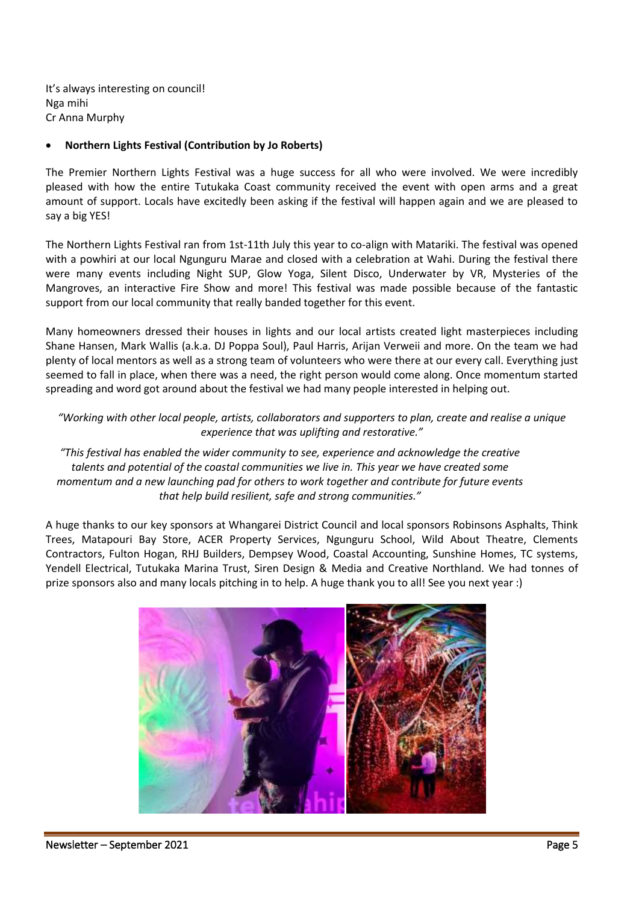It's always interesting on council!
Nga mihi
Cr Anna Murphy

- **Northern Lights Festival (Contribution by Jo Roberts)**

The Premier Northern Lights Festival was a huge success for all who were involved. We were incredibly pleased with how the entire Tutukaka Coast community received the event with open arms and a great amount of support. Locals have excitedly been asking if the festival will happen again and we are pleased to say a big YES!

The Northern Lights Festival ran from 1st-11th July this year to co-align with Matariki. The festival was opened with a powhiri at our local Ngunguru Marae and closed with a celebration at Wahi. During the festival there were many events including Night SUP, Glow Yoga, Silent Disco, Underwater by VR, Mysteries of the Mangroves, an interactive Fire Show and more! This festival was made possible because of the fantastic support from our local community that really banded together for this event.

Many homeowners dressed their houses in lights and our local artists created light masterpieces including Shane Hansen, Mark Wallis (a.k.a. DJ Poppa Soul), Paul Harris, Arijan Verweii and more. On the team we had plenty of local mentors as well as a strong team of volunteers who were there at our every call. Everything just seemed to fall in place, when there was a need, the right person would come along. Once momentum started spreading and word got around about the festival we had many people interested in helping out.

*"Working with other local people, artists, collaborators and supporters to plan, create and realise a unique experience that was uplifting and restorative."*

*"This festival has enabled the wider community to see, experience and acknowledge the creative talents and potential of the coastal communities we live in. This year we have created some momentum and a new launching pad for others to work together and contribute for future events that help build resilient, safe and strong communities."*

A huge thanks to our key sponsors at Whangarei District Council and local sponsors Robinsons Asphalts, Think Trees, Matapouri Bay Store, ACER Property Services, Ngunguru School, Wild About Theatre, Clements Contractors, Fulton Hogan, RHJ Builders, Dempsey Wood, Coastal Accounting, Sunshine Homes, TC systems, Yendell Electrical, Tutukaka Marina Trust, Siren Design & Media and Creative Northland. We had tonnes of prize sponsors also and many locals pitching in to help. A huge thank you to all! See you next year :)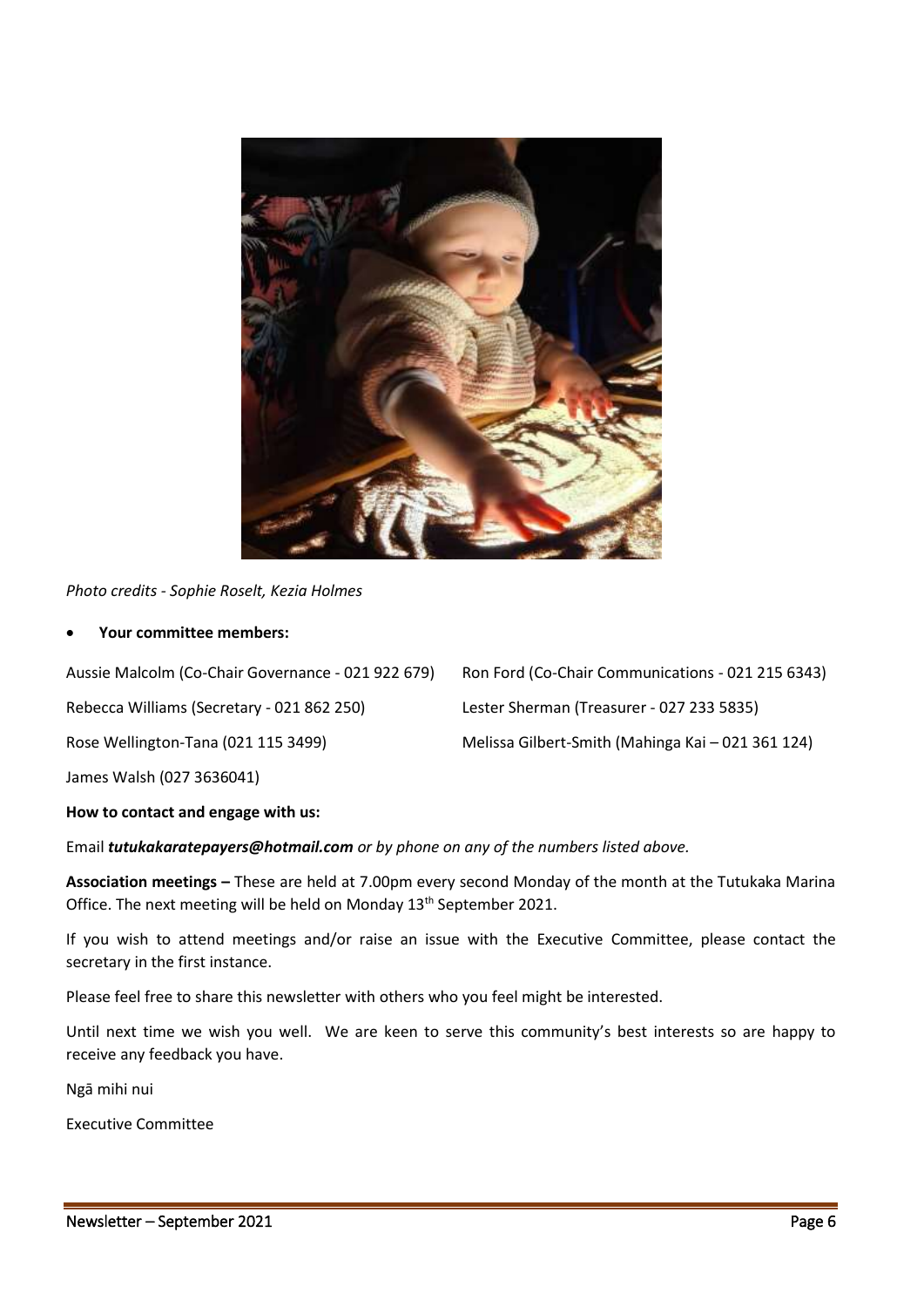*Photo credits - Sophie Roselt, Kezia Holmes*

- **Your committee members:**

Aussie Malcolm (Co-Chair Governance - 021 922 679)

Ron Ford (Co-Chair Communications - 021 215 6343)

Rebecca Williams (Secretary - 021 862 250)

Lester Sherman (Treasurer - 027 233 5835)

Rose Wellington-Tana (021 115 3499)

Melissa Gilbert-Smith (Mahinga Kai – 021 361 124)

James Walsh (027 3636041)

**How to contact and engage with us:**

Email ***tutukakaratepayers@hotmail.com*** *or by phone on any of the numbers listed above.*

**Association meetings –** These are held at 7.00pm every second Monday of the month at the Tutukaka Marina Office. The next meeting will be held on Monday 13th September 2021.

If you wish to attend meetings and/or raise an issue with the Executive Committee, please contact the secretary in the first instance.

Please feel free to share this newsletter with others who you feel might be interested.

Until next time we wish you well. We are keen to serve this community's best interests so are happy to receive any feedback you have.

Ngā mihi nui

Executive Committee